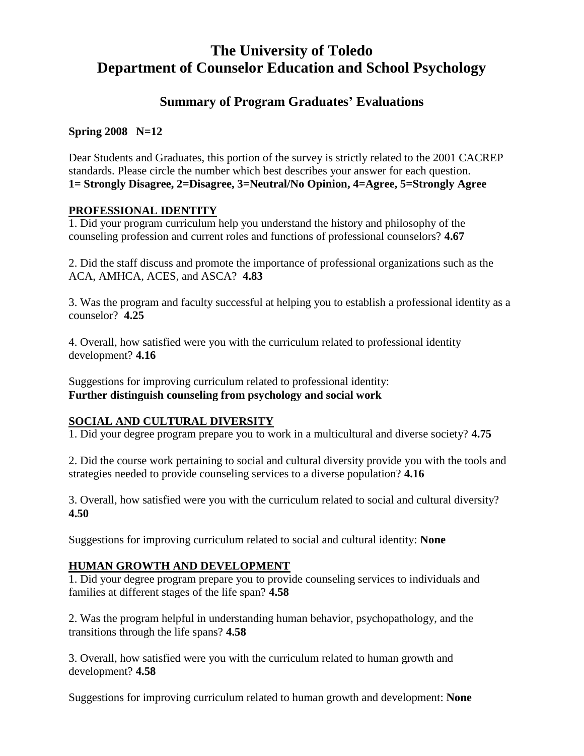# The University of Toledo
# Department of Counselor Education and School Psychology

## Summary of Program Graduates' Evaluations

**Spring 2008 N=12**

Dear Students and Graduates, this portion of the survey is strictly related to the 2001 CACREP standards. Please circle the number which best describes your answer for each question.
**1= Strongly Disagree, 2=Disagree, 3=Neutral/No Opinion, 4=Agree, 5=Strongly Agree**

### PROFESSIONAL IDENTITY

1. Did your program curriculum help you understand the history and philosophy of the counseling profession and current roles and functions of professional counselors? **4.67**

2. Did the staff discuss and promote the importance of professional organizations such as the ACA, AMHCA, ACES, and ASCA? **4.83**

3. Was the program and faculty successful at helping you to establish a professional identity as a counselor? **4.25**

4. Overall, how satisfied were you with the curriculum related to professional identity development? **4.16**

Suggestions for improving curriculum related to professional identity:
**Further distinguish counseling from psychology and social work**

### SOCIAL AND CULTURAL DIVERSITY

1. Did your degree program prepare you to work in a multicultural and diverse society? **4.75**

2. Did the course work pertaining to social and cultural diversity provide you with the tools and strategies needed to provide counseling services to a diverse population? **4.16**

3. Overall, how satisfied were you with the curriculum related to social and cultural diversity? **4.50**

Suggestions for improving curriculum related to social and cultural identity: **None**

### HUMAN GROWTH AND DEVELOPMENT

1. Did your degree program prepare you to provide counseling services to individuals and families at different stages of the life span? **4.58**

2. Was the program helpful in understanding human behavior, psychopathology, and the transitions through the life spans? **4.58**

3. Overall, how satisfied were you with the curriculum related to human growth and development? **4.58**

Suggestions for improving curriculum related to human growth and development: **None**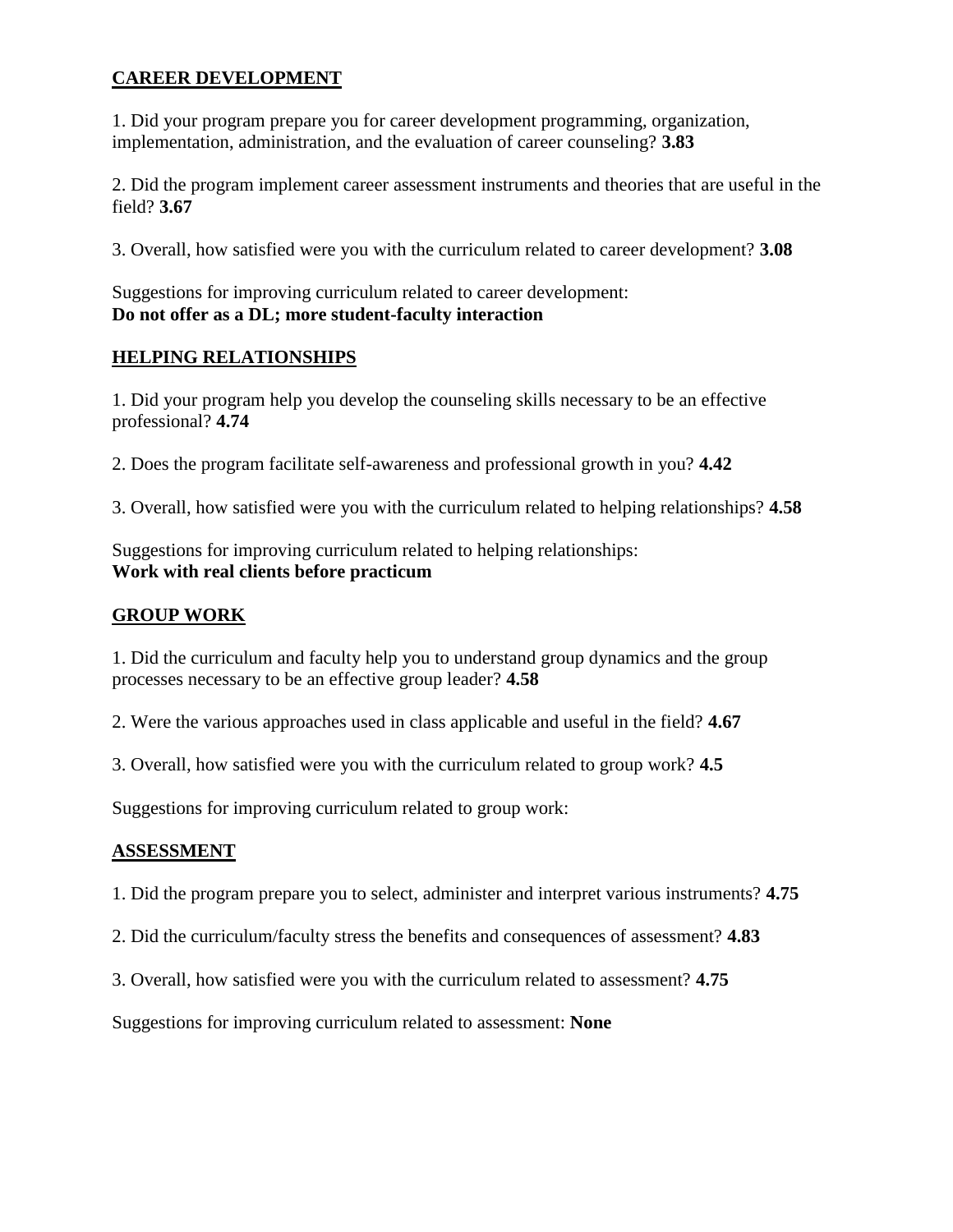## CAREER DEVELOPMENT

1. Did your program prepare you for career development programming, organization, implementation, administration, and the evaluation of career counseling? **3.83**

2. Did the program implement career assessment instruments and theories that are useful in the field? **3.67**

3. Overall, how satisfied were you with the curriculum related to career development? **3.08**

Suggestions for improving curriculum related to career development:
**Do not offer as a DL; more student-faculty interaction**

## HELPING RELATIONSHIPS

1. Did your program help you develop the counseling skills necessary to be an effective professional? **4.74**

2. Does the program facilitate self-awareness and professional growth in you? **4.42**

3. Overall, how satisfied were you with the curriculum related to helping relationships? **4.58**

Suggestions for improving curriculum related to helping relationships:
**Work with real clients before practicum**

## GROUP WORK

1. Did the curriculum and faculty help you to understand group dynamics and the group processes necessary to be an effective group leader? **4.58**

2. Were the various approaches used in class applicable and useful in the field? **4.67**

3. Overall, how satisfied were you with the curriculum related to group work? **4.5**

Suggestions for improving curriculum related to group work:

## ASSESSMENT

1. Did the program prepare you to select, administer and interpret various instruments? **4.75**

2. Did the curriculum/faculty stress the benefits and consequences of assessment? **4.83**

3. Overall, how satisfied were you with the curriculum related to assessment? **4.75**

Suggestions for improving curriculum related to assessment: **None**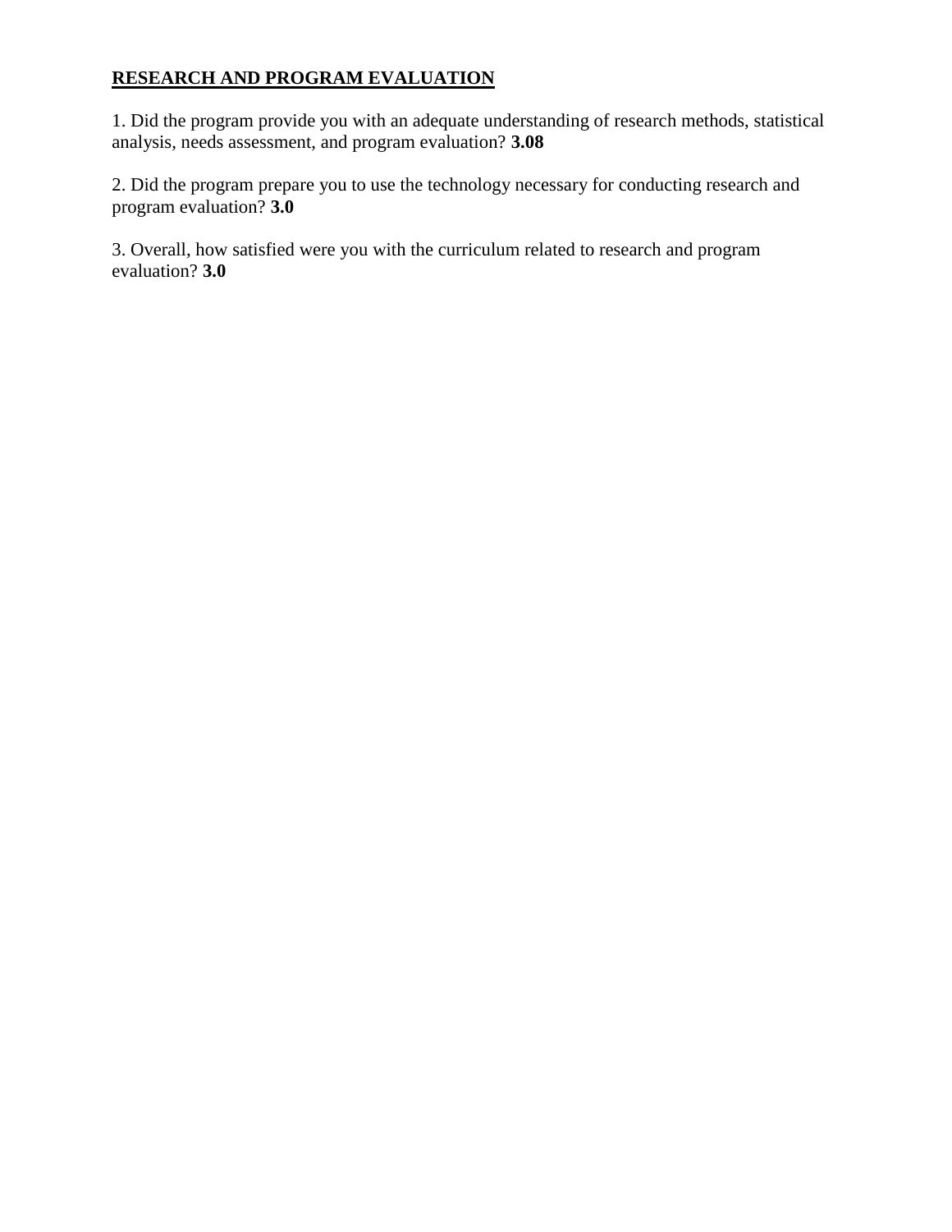## RESEARCH AND PROGRAM EVALUATION

1. Did the program provide you with an adequate understanding of research methods, statistical analysis, needs assessment, and program evaluation? **3.08**

2. Did the program prepare you to use the technology necessary for conducting research and program evaluation? **3.0**

3. Overall, how satisfied were you with the curriculum related to research and program evaluation? **3.0**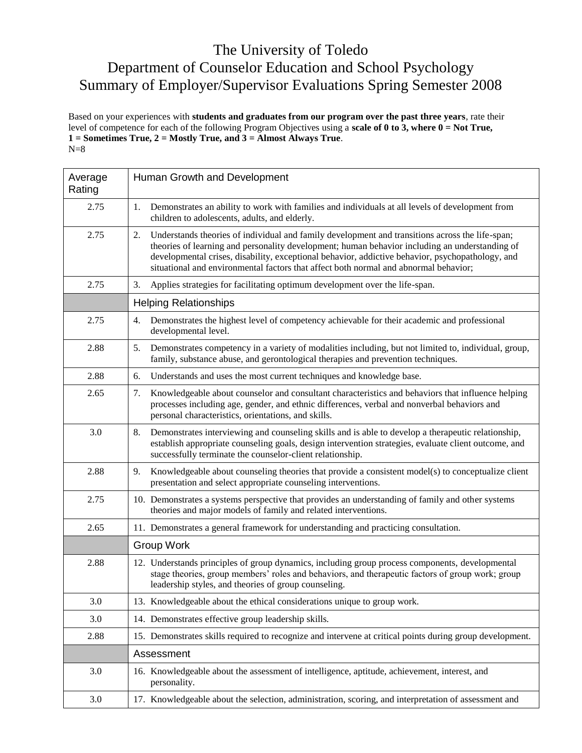# The University of Toledo
## Department of Counselor Education and School Psychology
## Summary of Employer/Supervisor Evaluations Spring Semester 2008

Based on your experiences with **students and graduates from our program over the past three years**, rate their level of competence for each of the following Program Objectives using a **scale of 0 to 3, where 0 = Not True, 1 = Sometimes True, 2 = Mostly True, and 3 = Almost Always True**.
N=8

| Average Rating | Human Growth and Development |
|---|---|
| 2.75 | 1. Demonstrates an ability to work with families and individuals at all levels of development from children to adolescents, adults, and elderly. |
| 2.75 | 2. Understands theories of individual and family development and transitions across the life-span; theories of learning and personality development; human behavior including an understanding of developmental crises, disability, exceptional behavior, addictive behavior, psychopathology, and situational and environmental factors that affect both normal and abnormal behavior; |
| 2.75 | 3. Applies strategies for facilitating optimum development over the life-span. |
| | Helping Relationships |
| 2.75 | 4. Demonstrates the highest level of competency achievable for their academic and professional developmental level. |
| 2.88 | 5. Demonstrates competency in a variety of modalities including, but not limited to, individual, group, family, substance abuse, and gerontological therapies and prevention techniques. |
| 2.88 | 6. Understands and uses the most current techniques and knowledge base. |
| 2.65 | 7. Knowledgeable about counselor and consultant characteristics and behaviors that influence helping processes including age, gender, and ethnic differences, verbal and nonverbal behaviors and personal characteristics, orientations, and skills. |
| 3.0 | 8. Demonstrates interviewing and counseling skills and is able to develop a therapeutic relationship, establish appropriate counseling goals, design intervention strategies, evaluate client outcome, and successfully terminate the counselor-client relationship. |
| 2.88 | 9. Knowledgeable about counseling theories that provide a consistent model(s) to conceptualize client presentation and select appropriate counseling interventions. |
| 2.75 | 10. Demonstrates a systems perspective that provides an understanding of family and other systems theories and major models of family and related interventions. |
| 2.65 | 11. Demonstrates a general framework for understanding and practicing consultation. |
| | Group Work |
| 2.88 | 12. Understands principles of group dynamics, including group process components, developmental stage theories, group members' roles and behaviors, and therapeutic factors of group work; group leadership styles, and theories of group counseling. |
| 3.0 | 13. Knowledgeable about the ethical considerations unique to group work. |
| 3.0 | 14. Demonstrates effective group leadership skills. |
| 2.88 | 15. Demonstrates skills required to recognize and intervene at critical points during group development. |
| | Assessment |
| 3.0 | 16. Knowledgeable about the assessment of intelligence, aptitude, achievement, interest, and personality. |
| 3.0 | 17. Knowledgeable about the selection, administration, scoring, and interpretation of assessment and |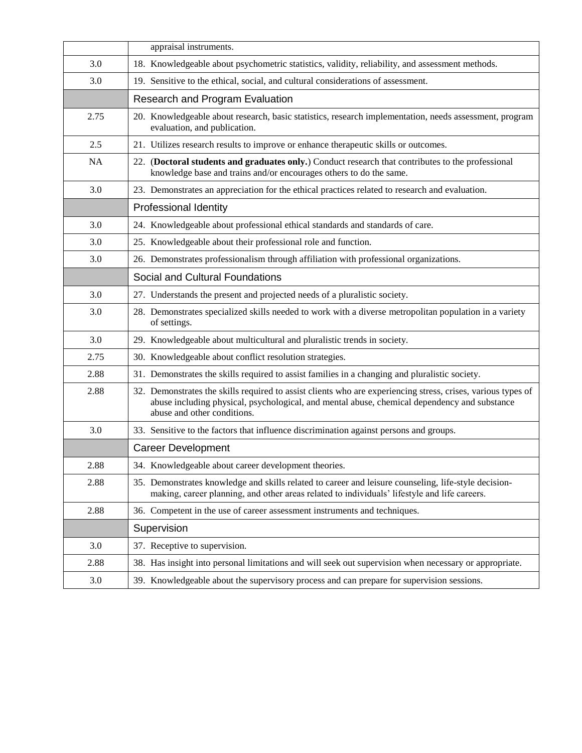| | |
|---|---|
| | appraisal instruments. |
| 3.0 | 18. Knowledgeable about psychometric statistics, validity, reliability, and assessment methods. |
| 3.0 | 19. Sensitive to the ethical, social, and cultural considerations of assessment. |
| | Research and Program Evaluation |
| 2.75 | 20. Knowledgeable about research, basic statistics, research implementation, needs assessment, program evaluation, and publication. |
| 2.5 | 21. Utilizes research results to improve or enhance therapeutic skills or outcomes. |
| NA | 22. (**Doctoral students and graduates only.**) Conduct research that contributes to the professional knowledge base and trains and/or encourages others to do the same. |
| 3.0 | 23. Demonstrates an appreciation for the ethical practices related to research and evaluation. |
| | Professional Identity |
| 3.0 | 24. Knowledgeable about professional ethical standards and standards of care. |
| 3.0 | 25. Knowledgeable about their professional role and function. |
| 3.0 | 26. Demonstrates professionalism through affiliation with professional organizations. |
| | Social and Cultural Foundations |
| 3.0 | 27. Understands the present and projected needs of a pluralistic society. |
| 3.0 | 28. Demonstrates specialized skills needed to work with a diverse metropolitan population in a variety of settings. |
| 3.0 | 29. Knowledgeable about multicultural and pluralistic trends in society. |
| 2.75 | 30. Knowledgeable about conflict resolution strategies. |
| 2.88 | 31. Demonstrates the skills required to assist families in a changing and pluralistic society. |
| 2.88 | 32. Demonstrates the skills required to assist clients who are experiencing stress, crises, various types of abuse including physical, psychological, and mental abuse, chemical dependency and substance abuse and other conditions. |
| 3.0 | 33. Sensitive to the factors that influence discrimination against persons and groups. |
| | Career Development |
| 2.88 | 34. Knowledgeable about career development theories. |
| 2.88 | 35. Demonstrates knowledge and skills related to career and leisure counseling, life-style decision-making, career planning, and other areas related to individuals' lifestyle and life careers. |
| 2.88 | 36. Competent in the use of career assessment instruments and techniques. |
| | Supervision |
| 3.0 | 37. Receptive to supervision. |
| 2.88 | 38. Has insight into personal limitations and will seek out supervision when necessary or appropriate. |
| 3.0 | 39. Knowledgeable about the supervisory process and can prepare for supervision sessions. |